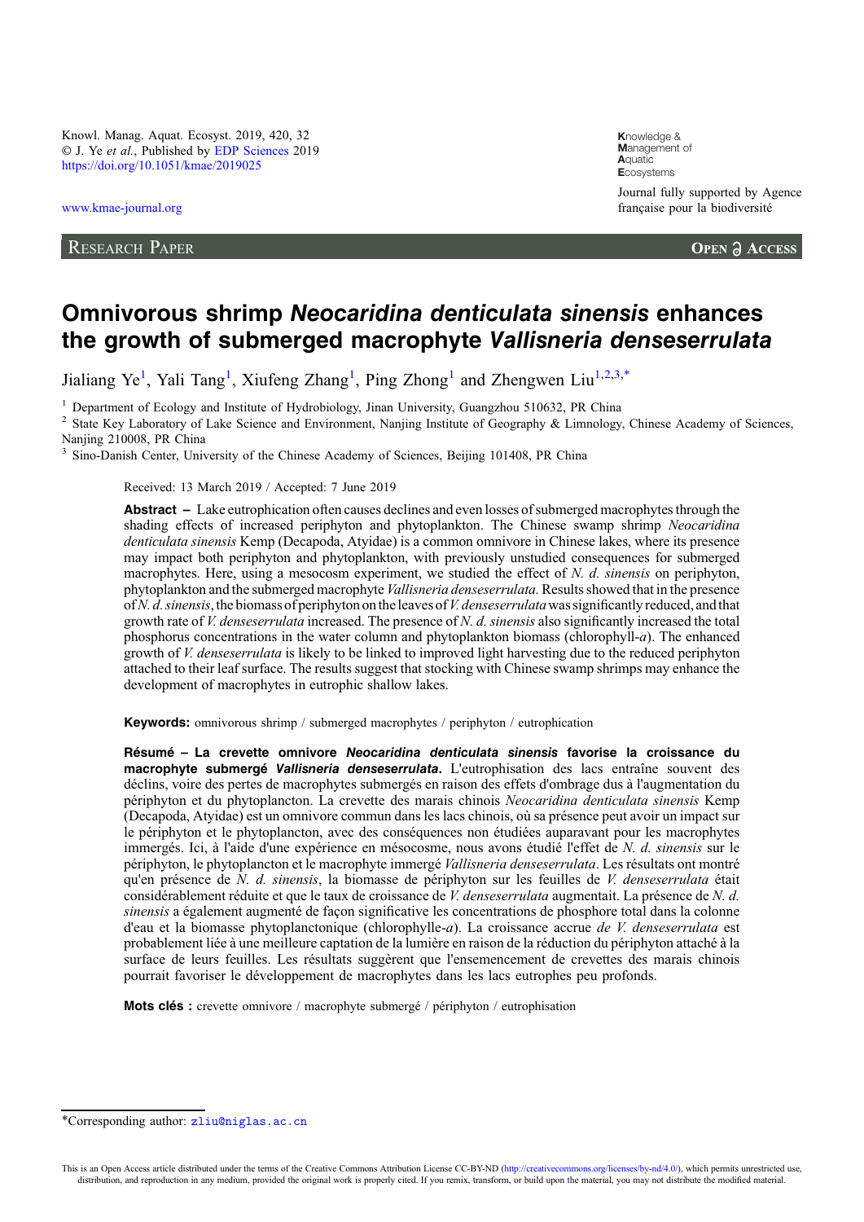Research Paper

# Omnivorous shrimp *Neocaridina denticulata sinensis* enhances the growth of submerged macrophyte *Vallisneria denseserrulata*

Jialiang Ye[1], Yali Tang[1], Xiufeng Zhang[1], Ping Zhong[1] and Zhengwen Liu[1,2,3,*]

[1] Department of Ecology and Institute of Hydrobiology, Jinan University, Guangzhou 510632, PR China
[2] State Key Laboratory of Lake Science and Environment, Nanjing Institute of Geography & Limnology, Chinese Academy of Sciences, Nanjing 210008, PR China
[3] Sino-Danish Center, University of the Chinese Academy of Sciences, Beijing 101408, PR China

Received: 13 March 2019 / Accepted: 7 June 2019

**Abstract –** Lake eutrophication often causes declines and even losses of submerged macrophytes through the shading effects of increased periphyton and phytoplankton. The Chinese swamp shrimp *Neocaridina denticulata sinensis* Kemp (Decapoda, Atyidae) is a common omnivore in Chinese lakes, where its presence may impact both periphyton and phytoplankton, with previously unstudied consequences for submerged macrophytes. Here, using a mesocosm experiment, we studied the effect of *N. d. sinensis* on periphyton, phytoplankton and the submerged macrophyte *Vallisneria denseserrulata*. Results showed that in the presence of *N. d. sinensis*, the biomass of periphyton on the leaves of *V. denseserrulata* was significantly reduced, and that growth rate of *V. denseserrulata* increased. The presence of *N. d. sinensis* also significantly increased the total phosphorus concentrations in the water column and phytoplankton biomass (chlorophyll-*a*). The enhanced growth of *V. denseserrulata* is likely to be linked to improved light harvesting due to the reduced periphyton attached to their leaf surface. The results suggest that stocking with Chinese swamp shrimps may enhance the development of macrophytes in eutrophic shallow lakes.

**Keywords:** omnivorous shrimp / submerged macrophytes / periphyton / eutrophication

**Résumé – La crevette omnivore *Neocaridina denticulata sinensis* favorise la croissance du macrophyte submergé *Vallisneria denseserrulata*.** L'eutrophisation des lacs entraîne souvent des déclins, voire des pertes de macrophytes submergés en raison des effets d'ombrage dus à l'augmentation du périphyton et du phytoplancton. La crevette des marais chinois *Neocaridina denticulata sinensis* Kemp (Decapoda, Atyidae) est un omnivore commun dans les lacs chinois, où sa présence peut avoir un impact sur le périphyton et le phytoplancton, avec des conséquences non étudiées auparavant pour les macrophytes immergés. Ici, à l'aide d'une expérience en mésocosme, nous avons étudié l'effet de *N. d. sinensis* sur le périphyton, le phytoplancton et le macrophyte immergé *Vallisneria denseserrulata*. Les résultats ont montré qu'en présence de *N. d. sinensis*, la biomasse de périphyton sur les feuilles de *V. denseserrulata* était considérablement réduite et que le taux de croissance de *V. denseserrulata* augmentait. La présence de *N. d. sinensis* a également augmenté de façon significative les concentrations de phosphore total dans la colonne d'eau et la biomasse phytoplanctonique (chlorophylle-*a*). La croissance accrue *de V. denseserrulata* est probablement liée à une meilleure captation de la lumière en raison de la réduction du périphyton attaché à la surface de leurs feuilles. Les résultats suggèrent que l'ensemencement de crevettes des marais chinois pourrait favoriser le développement de macrophytes dans les lacs eutrophes peu profonds.

**Mots clés :** crevette omnivore / macrophyte submergé / périphyton / eutrophisation

*Corresponding author: zliu@niglas.ac.cn

This is an Open Access article distributed under the terms of the Creative Commons Attribution License CC-BY-ND (http://creativecommons.org/licenses/by-nd/4.0/), which permits unrestricted use, distribution, and reproduction in any medium, provided the original work is properly cited. If you remix, transform, or build upon the material, you may not distribute the modified material.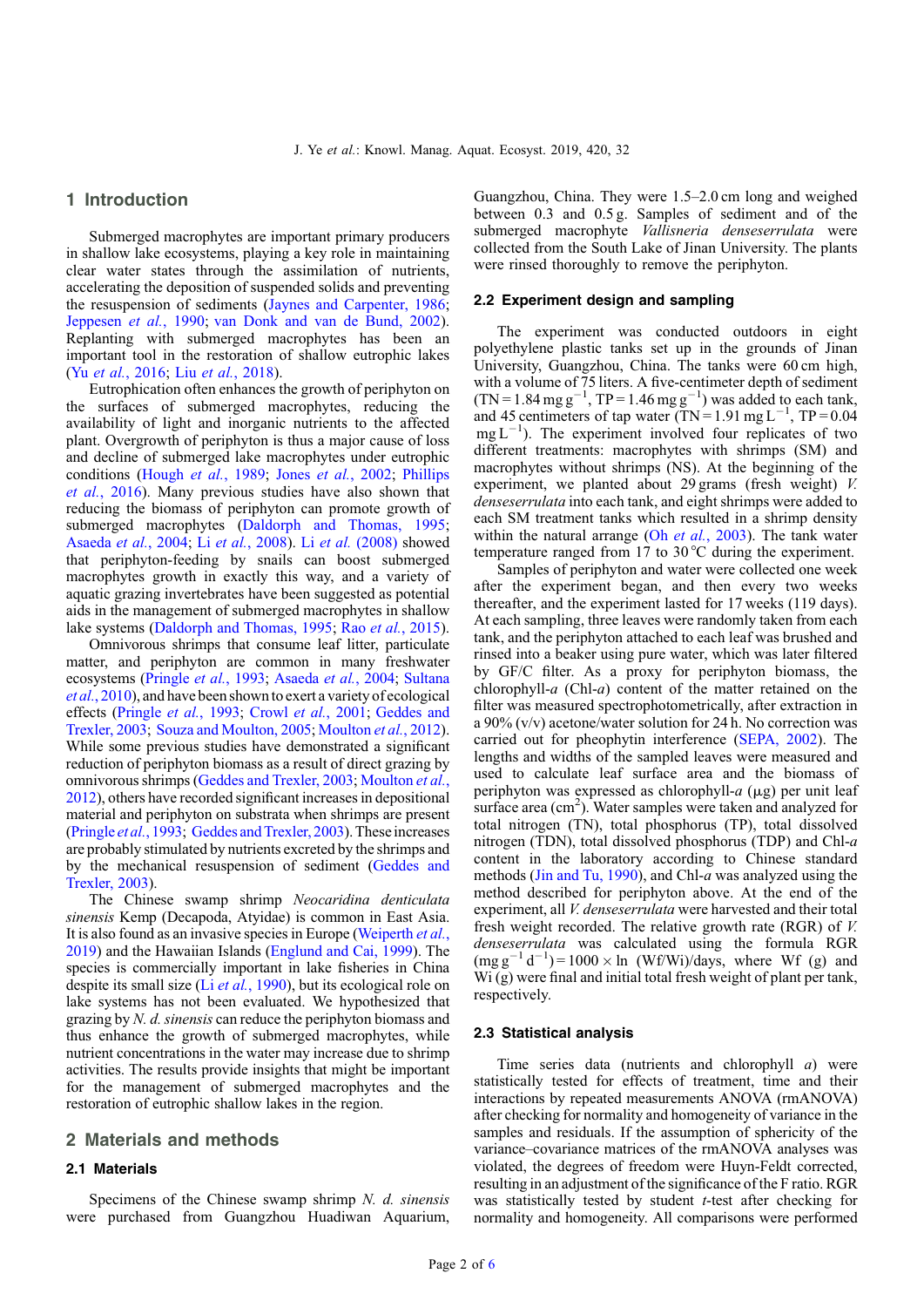## 1 Introduction

Submerged macrophytes are important primary producers in shallow lake ecosystems, playing a key role in maintaining clear water states through the assimilation of nutrients, accelerating the deposition of suspended solids and preventing the resuspension of sediments (Jaynes and Carpenter, 1986; Jeppesen *et al.*, 1990; van Donk and van de Bund, 2002). Replanting with submerged macrophytes has been an important tool in the restoration of shallow eutrophic lakes (Yu *et al.*, 2016; Liu *et al.*, 2018).

Eutrophication often enhances the growth of periphyton on the surfaces of submerged macrophytes, reducing the availability of light and inorganic nutrients to the affected plant. Overgrowth of periphyton is thus a major cause of loss and decline of submerged lake macrophytes under eutrophic conditions (Hough *et al.*, 1989; Jones *et al.*, 2002; Phillips *et al.*, 2016). Many previous studies have also shown that reducing the biomass of periphyton can promote growth of submerged macrophytes (Daldorph and Thomas, 1995; Asaeda *et al.*, 2004; Li *et al.*, 2008). Li *et al.* (2008) showed that periphyton-feeding by snails can boost submerged macrophytes growth in exactly this way, and a variety of aquatic grazing invertebrates have been suggested as potential aids in the management of submerged macrophytes in shallow lake systems (Daldorph and Thomas, 1995; Rao *et al.*, 2015).

Omnivorous shrimps that consume leaf litter, particulate matter, and periphyton are common in many freshwater ecosystems (Pringle *et al.*, 1993; Asaeda *et al.*, 2004; Sultana *et al.*, 2010), and have been shown to exert a variety of ecological effects (Pringle *et al.*, 1993; Crowl *et al.*, 2001; Geddes and Trexler, 2003; Souza and Moulton, 2005; Moulton *et al.*, 2012). While some previous studies have demonstrated a significant reduction of periphyton biomass as a result of direct grazing by omnivorous shrimps (Geddes and Trexler, 2003; Moulton *et al.*, 2012), others have recorded significant increases in depositional material and periphyton on substrata when shrimps are present (Pringle *et al.*, 1993; Geddes and Trexler, 2003). These increases are probably stimulated by nutrients excreted by the shrimps and by the mechanical resuspension of sediment (Geddes and Trexler, 2003).

The Chinese swamp shrimp *Neocaridina denticulata sinensis* Kemp (Decapoda, Atyidae) is common in East Asia. It is also found as an invasive species in Europe (Weiperth *et al.*, 2019) and the Hawaiian Islands (Englund and Cai, 1999). The species is commercially important in lake fisheries in China despite its small size (Li *et al.*, 1990), but its ecological role on lake systems has not been evaluated. We hypothesized that grazing by *N. d. sinensis* can reduce the periphyton biomass and thus enhance the growth of submerged macrophytes, while nutrient concentrations in the water may increase due to shrimp activities. The results provide insights that might be important for the management of submerged macrophytes and the restoration of eutrophic shallow lakes in the region.

## 2 Materials and methods

### 2.1 Materials

Specimens of the Chinese swamp shrimp *N. d. sinensis* were purchased from Guangzhou Huadiwan Aquarium, Guangzhou, China. They were 1.5–2.0 cm long and weighed between 0.3 and 0.5 g. Samples of sediment and of the submerged macrophyte *Vallisneria denseserrulata* were collected from the South Lake of Jinan University. The plants were rinsed thoroughly to remove the periphyton.

### 2.2 Experiment design and sampling

The experiment was conducted outdoors in eight polyethylene plastic tanks set up in the grounds of Jinan University, Guangzhou, China. The tanks were 60 cm high, with a volume of 75 liters. A five-centimeter depth of sediment (TN = 1.84 mg $g^{-1}$, TP = 1.46 mg $g^{-1}$) was added to each tank, and 45 centimeters of tap water (TN = 1.91 mg $L^{-1}$, TP = 0.04 mg $L^{-1}$). The experiment involved four replicates of two different treatments: macrophytes with shrimps (SM) and macrophytes without shrimps (NS). At the beginning of the experiment, we planted about 29 grams (fresh weight) *V. denseserrulata* into each tank, and eight shrimps were added to each SM treatment tanks which resulted in a shrimp density within the natural arrange (Oh *et al.*, 2003). The tank water temperature ranged from 17 to 30 °C during the experiment.

Samples of periphyton and water were collected one week after the experiment began, and then every two weeks thereafter, and the experiment lasted for 17 weeks (119 days). At each sampling, three leaves were randomly taken from each tank, and the periphyton attached to each leaf was brushed and rinsed into a beaker using pure water, which was later filtered by GF/C filter. As a proxy for periphyton biomass, the chlorophyll-*a* (Chl-*a*) content of the matter retained on the filter was measured spectrophotometrically, after extraction in a 90% (v/v) acetone/water solution for 24 h. No correction was carried out for pheophytin interference (SEPA, 2002). The lengths and widths of the sampled leaves were measured and used to calculate leaf surface area and the biomass of periphyton was expressed as chlorophyll-*a* (μg) per unit leaf surface area ($cm^2$). Water samples were taken and analyzed for total nitrogen (TN), total phosphorus (TP), total dissolved nitrogen (TDN), total dissolved phosphorus (TDP) and Chl-*a* content in the laboratory according to Chinese standard methods (Jin and Tu, 1990), and Chl-*a* was analyzed using the method described for periphyton above. At the end of the experiment, all *V. denseserrulata* were harvested and their total fresh weight recorded. The relative growth rate (RGR) of *V. denseserrulata* was calculated using the formula RGR (mg $g^{-1}$ $d^{-1}$) = $1000 \times \ln$ (Wf/Wi)/days, where Wf (g) and Wi (g) were final and initial total fresh weight of plant per tank, respectively.

### 2.3 Statistical analysis

Time series data (nutrients and chlorophyll *a*) were statistically tested for effects of treatment, time and their interactions by repeated measurements ANOVA (rmANOVA) after checking for normality and homogeneity of variance in the samples and residuals. If the assumption of sphericity of the variance–covariance matrices of the rmANOVA analyses was violated, the degrees of freedom were Huyn-Feldt corrected, resulting in an adjustment of the significance of the F ratio. RGR was statistically tested by student *t*-test after checking for normality and homogeneity. All comparisons were performed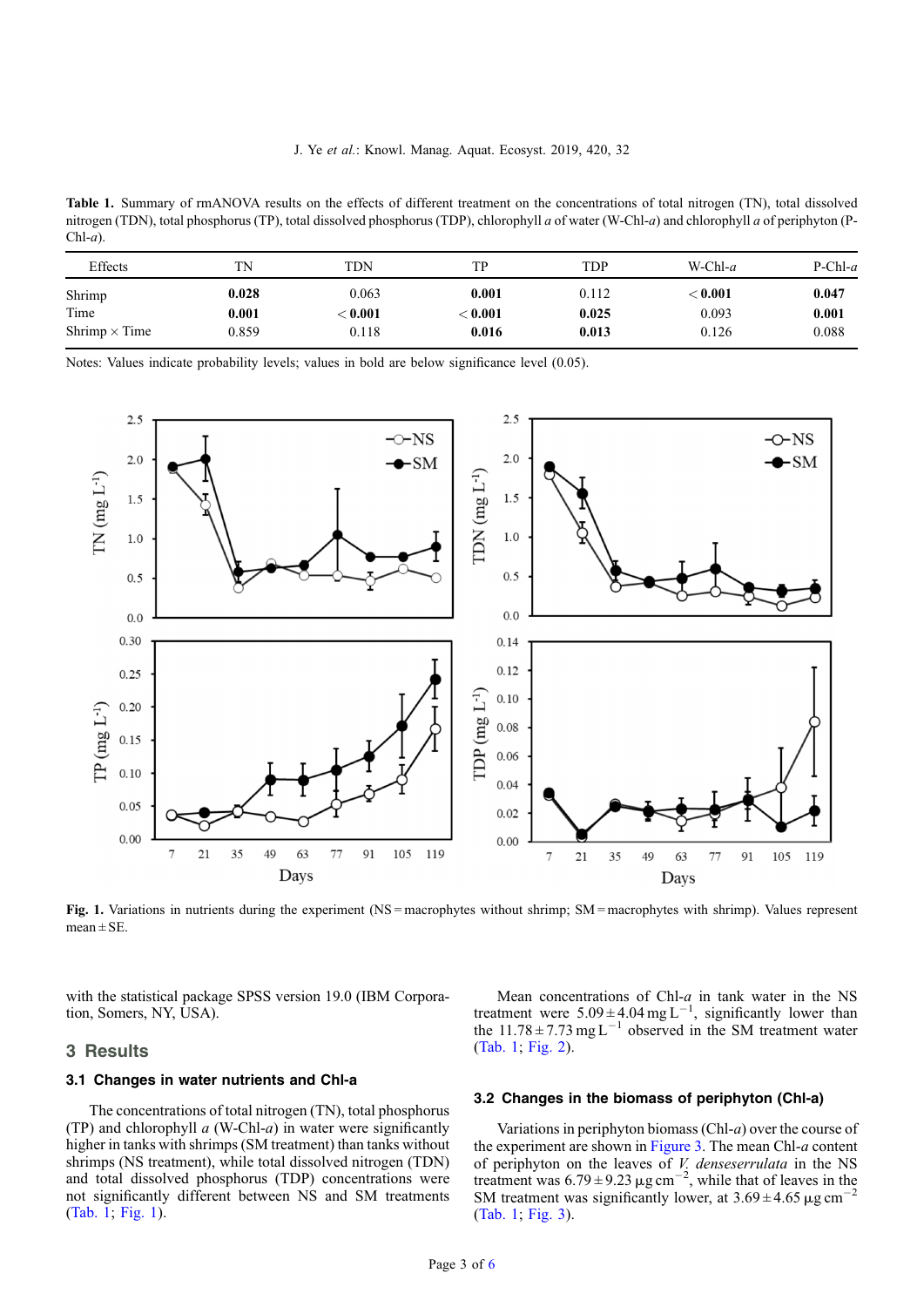**Table 1.** Summary of rmANOVA results on the effects of different treatment on the concentrations of total nitrogen (TN), total dissolved nitrogen (TDN), total phosphorus (TP), total dissolved phosphorus (TDP), chlorophyll *a* of water (W-Chl-*a*) and chlorophyll *a* of periphyton (P-Chl-*a*).

| Effects | TN | TDN | TP | TDP | W-Chl-*a* | P-Chl-*a* |
|---|---|---|---|---|---|---|
| Shrimp | **0.028** | 0.063 | **0.001** | 0.112 | **< 0.001** | **0.047** |
| Time | **0.001** | **< 0.001** | **< 0.001** | **0.025** | 0.093 | **0.001** |
| Shrimp × Time | 0.859 | 0.118 | **0.016** | **0.013** | 0.126 | 0.088 |

Notes: Values indicate probability levels; values in bold are below significance level (0.05).

**Fig. 1.** Variations in nutrients during the experiment (NS = macrophytes without shrimp; SM = macrophytes with shrimp). Values represent mean ± SE.

with the statistical package SPSS version 19.0 (IBM Corporation, Somers, NY, USA).

## 3 Results

### 3.1 Changes in water nutrients and Chl-a

The concentrations of total nitrogen (TN), total phosphorus (TP) and chlorophyll *a* (W-Chl-*a*) in water were significantly higher in tanks with shrimps (SM treatment) than tanks without shrimps (NS treatment), while total dissolved nitrogen (TDN) and total dissolved phosphorus (TDP) concentrations were not significantly different between NS and SM treatments (Tab. 1; Fig. 1).

Mean concentrations of Chl-*a* in tank water in the NS treatment were $5.09 \pm 4.04$ mg $L^{-1}$, significantly lower than the $11.78 \pm 7.73$ mg $L^{-1}$ observed in the SM treatment water (Tab. 1; Fig. 2).

### 3.2 Changes in the biomass of periphyton (Chl-a)

Variations in periphyton biomass (Chl-*a*) over the course of the experiment are shown in Figure 3. The mean Chl-*a* content of periphyton on the leaves of *V. denseserrulata* in the NS treatment was $6.79 \pm 9.23$ µg $cm^{-2}$, while that of leaves in the SM treatment was significantly lower, at $3.69 \pm 4.65$ µg $cm^{-2}$ (Tab. 1; Fig. 3).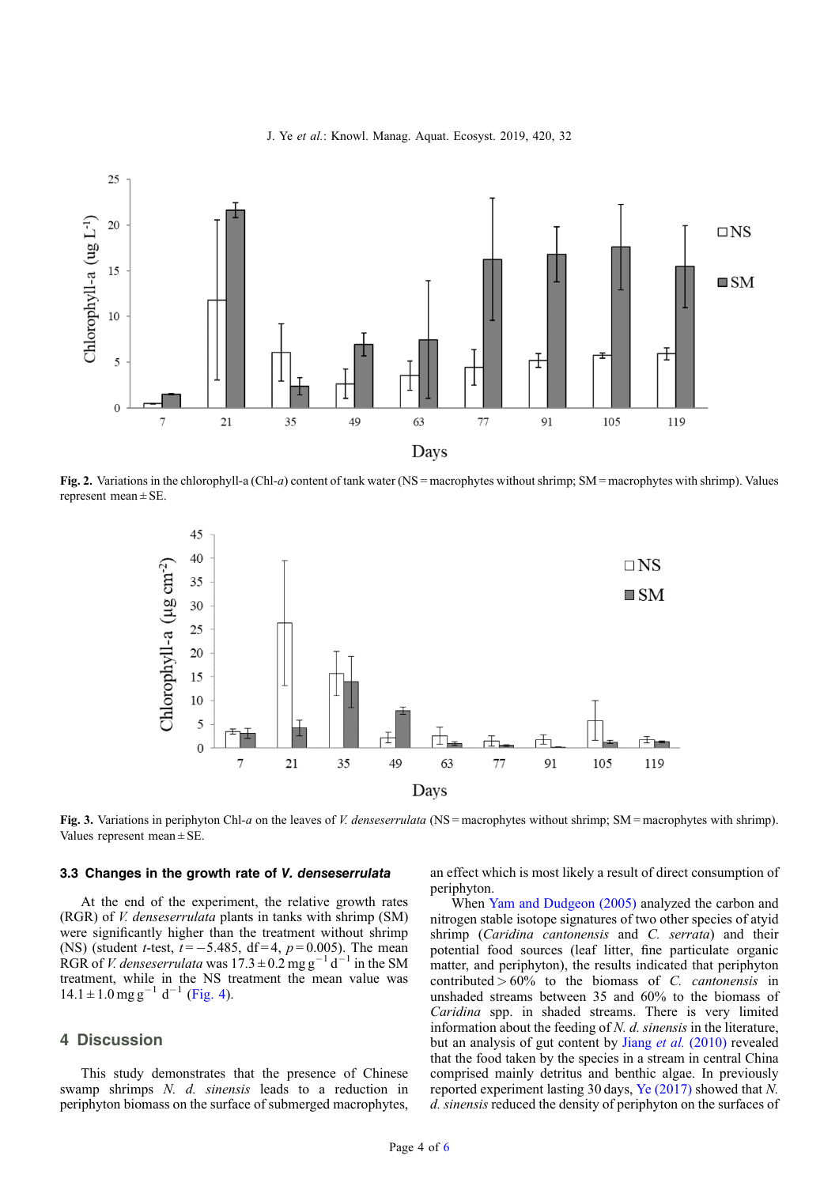Fig. 2. Variations in the chlorophyll-a (Chl-*a*) content of tank water (NS = macrophytes without shrimp; SM = macrophytes with shrimp). Values represent mean ± SE.

Fig. 3. Variations in periphyton Chl-*a* on the leaves of *V. denseserrulata* (NS = macrophytes without shrimp; SM = macrophytes with shrimp). Values represent mean ± SE.

### 3.3 Changes in the growth rate of *V. denseserrulata*

At the end of the experiment, the relative growth rates (RGR) of *V. denseserrulata* plants in tanks with shrimp (SM) were significantly higher than the treatment without shrimp (NS) (student *t*-test, $t = -5.485$, df = 4, $p = 0.005$). The mean RGR of *V. denseserrulata* was $17.3 \pm 0.2$ mg $g^{-1}$ $d^{-1}$ in the SM treatment, while in the NS treatment the mean value was $14.1 \pm 1.0$ mg $g^{-1}$ $d^{-1}$ (Fig. 4).

## 4 Discussion

This study demonstrates that the presence of Chinese swamp shrimps *N. d. sinensis* leads to a reduction in periphyton biomass on the surface of submerged macrophytes, an effect which is most likely a result of direct consumption of periphyton.

When Yam and Dudgeon (2005) analyzed the carbon and nitrogen stable isotope signatures of two other species of atyid shrimp (*Caridina cantonensis* and *C. serrata*) and their potential food sources (leaf litter, fine particulate organic matter, and periphyton), the results indicated that periphyton contributed > 60% to the biomass of *C. cantonensis* in unshaded streams between 35 and 60% to the biomass of *Caridina* spp. in shaded streams. There is very limited information about the feeding of *N. d. sinensis* in the literature, but an analysis of gut content by Jiang *et al.* (2010) revealed that the food taken by the species in a stream in central China comprised mainly detritus and benthic algae. In previously reported experiment lasting 30 days, Ye (2017) showed that *N. d. sinensis* reduced the density of periphyton on the surfaces of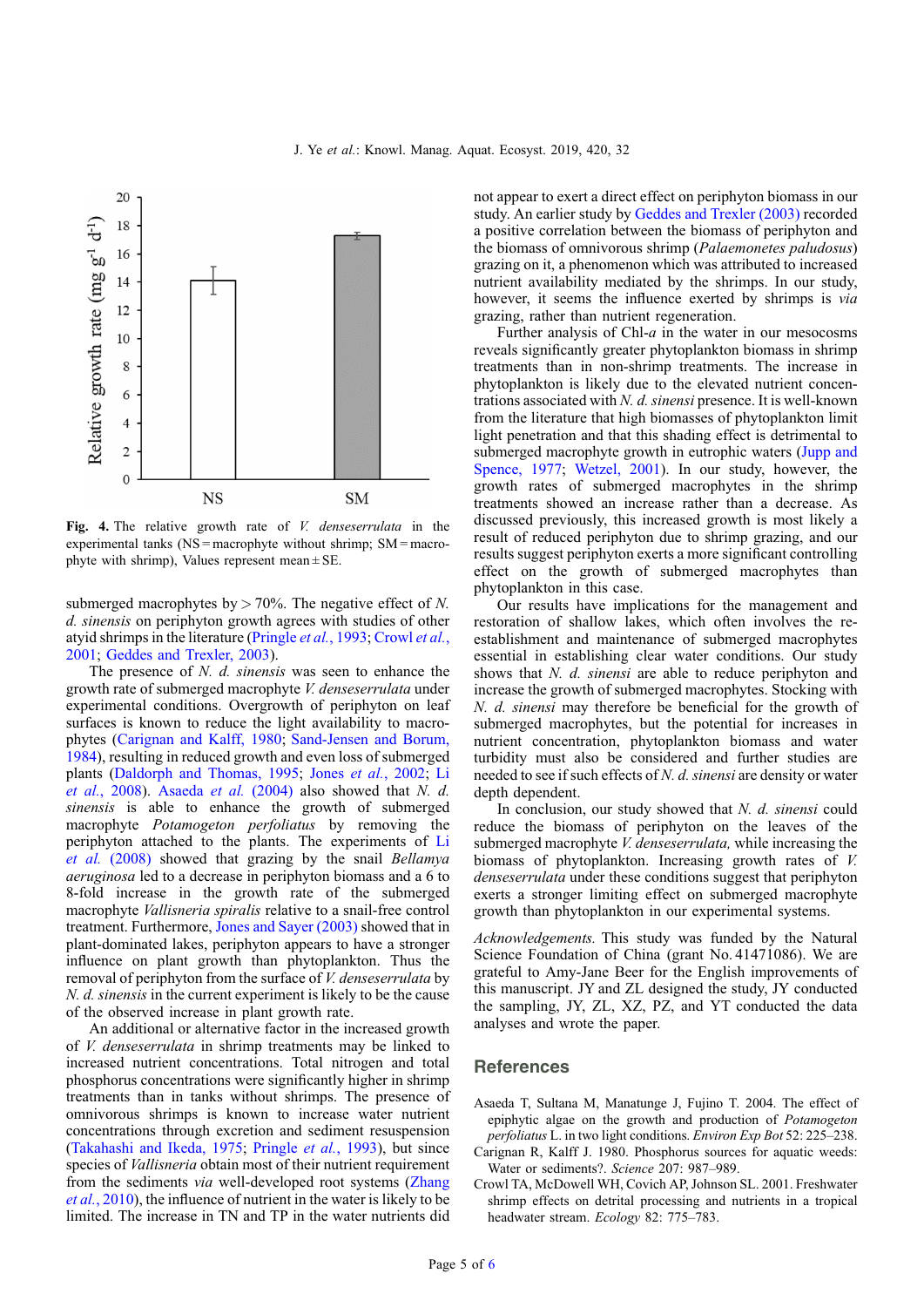Fig. 4. The relative growth rate of *V. denseserrulata* in the experimental tanks (NS = macrophyte without shrimp; SM = macrophyte with shrimp), Values represent mean ± SE.

submerged macrophytes by > 70%. The negative effect of *N. d. sinensis* on periphyton growth agrees with studies of other atyid shrimps in the literature (Pringle *et al.*, 1993; Crowl *et al.*, 2001; Geddes and Trexler, 2003).

The presence of *N. d. sinensis* was seen to enhance the growth rate of submerged macrophyte *V. denseserrulata* under experimental conditions. Overgrowth of periphyton on leaf surfaces is known to reduce the light availability to macrophytes (Carignan and Kalff, 1980; Sand-Jensen and Borum, 1984), resulting in reduced growth and even loss of submerged plants (Daldorph and Thomas, 1995; Jones *et al.*, 2002; Li *et al.*, 2008). Asaeda *et al.* (2004) also showed that *N. d. sinensis* is able to enhance the growth of submerged macrophyte *Potamogeton perfoliatus* by removing the periphyton attached to the plants. The experiments of Li *et al.* (2008) showed that grazing by the snail *Bellamya aeruginosa* led to a decrease in periphyton biomass and a 6 to 8-fold increase in the growth rate of the submerged macrophyte *Vallisneria spiralis* relative to a snail-free control treatment. Furthermore, Jones and Sayer (2003) showed that in plant-dominated lakes, periphyton appears to have a stronger influence on plant growth than phytoplankton. Thus the removal of periphyton from the surface of *V. denseserrulata* by *N. d. sinensis* in the current experiment is likely to be the cause of the observed increase in plant growth rate.

An additional or alternative factor in the increased growth of *V. denseserrulata* in shrimp treatments may be linked to increased nutrient concentrations. Total nitrogen and total phosphorus concentrations were significantly higher in shrimp treatments than in tanks without shrimps. The presence of omnivorous shrimps is known to increase water nutrient concentrations through excretion and sediment resuspension (Takahashi and Ikeda, 1975; Pringle *et al.*, 1993), but since species of *Vallisneria* obtain most of their nutrient requirement from the sediments *via* well-developed root systems (Zhang *et al.*, 2010), the influence of nutrient in the water is likely to be limited. The increase in TN and TP in the water nutrients did not appear to exert a direct effect on periphyton biomass in our study. An earlier study by Geddes and Trexler (2003) recorded a positive correlation between the biomass of periphyton and the biomass of omnivorous shrimp (*Palaemonetes paludosus*) grazing on it, a phenomenon which was attributed to increased nutrient availability mediated by the shrimps. In our study, however, it seems the influence exerted by shrimps is *via* grazing, rather than nutrient regeneration.

Further analysis of Chl-*a* in the water in our mesocosms reveals significantly greater phytoplankton biomass in shrimp treatments than in non-shrimp treatments. The increase in phytoplankton is likely due to the elevated nutrient concentrations associated with *N. d. sinensi* presence. It is well-known from the literature that high biomasses of phytoplankton limit light penetration and that this shading effect is detrimental to submerged macrophyte growth in eutrophic waters (Jupp and Spence, 1977; Wetzel, 2001). In our study, however, the growth rates of submerged macrophytes in the shrimp treatments showed an increase rather than a decrease. As discussed previously, this increased growth is most likely a result of reduced periphyton due to shrimp grazing, and our results suggest periphyton exerts a more significant controlling effect on the growth of submerged macrophytes than phytoplankton in this case.

Our results have implications for the management and restoration of shallow lakes, which often involves the re-establishment and maintenance of submerged macrophytes essential in establishing clear water conditions. Our study shows that *N. d. sinensi* are able to reduce periphyton and increase the growth of submerged macrophytes. Stocking with *N. d. sinensi* may therefore be beneficial for the growth of submerged macrophytes, but the potential for increases in nutrient concentration, phytoplankton biomass and water turbidity must also be considered and further studies are needed to see if such effects of *N. d. sinensi* are density or water depth dependent.

In conclusion, our study showed that *N. d. sinensi* could reduce the biomass of periphyton on the leaves of the submerged macrophyte *V. denseserrulata,* while increasing the biomass of phytoplankton. Increasing growth rates of *V. denseserrulata* under these conditions suggest that periphyton exerts a stronger limiting effect on submerged macrophyte growth than phytoplankton in our experimental systems.

*Acknowledgements.* This study was funded by the Natural Science Foundation of China (grant No. 41471086). We are grateful to Amy-Jane Beer for the English improvements of this manuscript. JY and ZL designed the study, JY conducted the sampling, JY, ZL, XZ, PZ, and YT conducted the data analyses and wrote the paper.

## References

Asaeda T, Sultana M, Manatunge J, Fujino T. 2004. The effect of epiphytic algae on the growth and production of *Potamogeton perfoliatus* L. in two light conditions. *Environ Exp Bot* 52: 225–238.

Carignan R, Kalff J. 1980. Phosphorus sources for aquatic weeds: Water or sediments?. *Science* 207: 987–989.

Crowl TA, McDowell WH, Covich AP, Johnson SL. 2001. Freshwater shrimp effects on detrital processing and nutrients in a tropical headwater stream. *Ecology* 82: 775–783.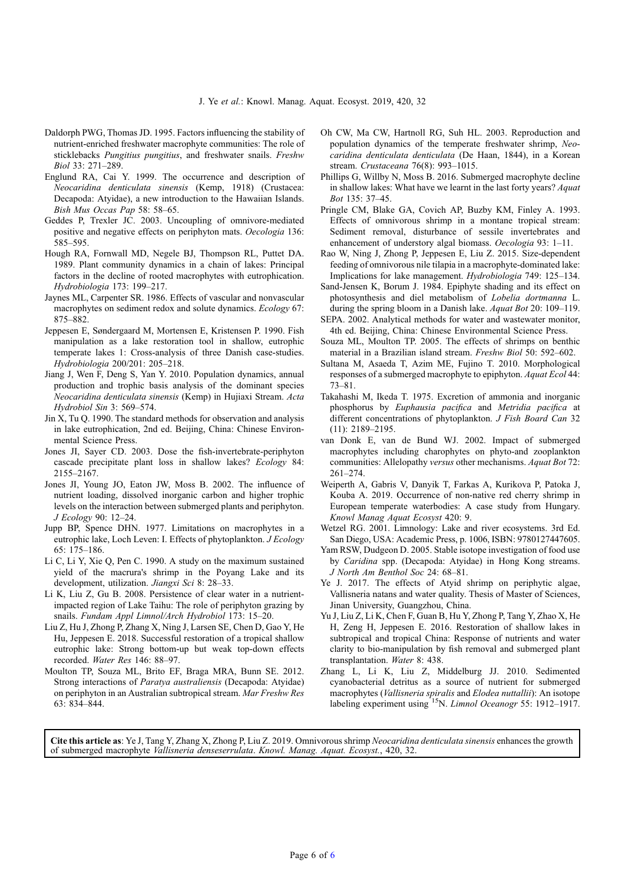Daldorph PWG, Thomas JD. 1995. Factors influencing the stability of nutrient-enriched freshwater macrophyte communities: The role of sticklebacks *Pungitius pungitius*, and freshwater snails. *Freshw Biol* 33: 271–289.

Englund RA, Cai Y. 1999. The occurrence and description of *Neocaridina denticulata sinensis* (Kemp, 1918) (Crustacea: Decapoda: Atyidae), a new introduction to the Hawaiian Islands. *Bish Mus Occas Pap* 58: 58–65.

Geddes P, Trexler JC. 2003. Uncoupling of omnivore-mediated positive and negative effects on periphyton mats. *Oecologia* 136: 585–595.

Hough RA, Fornwall MD, Negele BJ, Thompson RL, Puttet DA. 1989. Plant community dynamics in a chain of lakes: Principal factors in the decline of rooted macrophytes with eutrophication. *Hydrobiologia* 173: 199–217.

Jaynes ML, Carpenter SR. 1986. Effects of vascular and nonvascular macrophytes on sediment redox and solute dynamics. *Ecology* 67: 875–882.

Jeppesen E, Søndergaard M, Mortensen E, Kristensen P. 1990. Fish manipulation as a lake restoration tool in shallow, eutrophic temperate lakes 1: Cross-analysis of three Danish case-studies. *Hydrobiologia* 200/201: 205–218.

Jiang J, Wen F, Deng S, Yan Y. 2010. Population dynamics, annual production and trophic basis analysis of the dominant species *Neocaridina denticulata sinensis* (Kemp) in Hujiaxi Stream. *Acta Hydrobiol Sin* 3: 569–574.

Jin X, Tu Q. 1990. The standard methods for observation and analysis in lake eutrophication, 2nd ed. Beijing, China: Chinese Environmental Science Press.

Jones JI, Sayer CD. 2003. Dose the fish-invertebrate-periphyton cascade precipitate plant loss in shallow lakes? *Ecology* 84: 2155–2167.

Jones JI, Young JO, Eaton JW, Moss B. 2002. The influence of nutrient loading, dissolved inorganic carbon and higher trophic levels on the interaction between submerged plants and periphyton. *J Ecology* 90: 12–24.

Jupp BP, Spence DHN. 1977. Limitations on macrophytes in a eutrophic lake, Loch Leven: I. Effects of phytoplankton. *J Ecology* 65: 175–186.

Li C, Li Y, Xie Q, Pen C. 1990. A study on the maximum sustained yield of the macrura's shrimp in the Poyang Lake and its development, utilization. *Jiangxi Sci* 8: 28–33.

Li K, Liu Z, Gu B. 2008. Persistence of clear water in a nutrient-impacted region of Lake Taihu: The role of periphyton grazing by snails. *Fundam Appl Limnol/Arch Hydrobiol* 173: 15–20.

Liu Z, Hu J, Zhong P, Zhang X, Ning J, Larsen SE, Chen D, Gao Y, He Hu, Jeppesen E. 2018. Successful restoration of a tropical shallow eutrophic lake: Strong bottom-up but weak top-down effects recorded. *Water Res* 146: 88–97.

Moulton TP, Souza ML, Brito EF, Braga MRA, Bunn SE. 2012. Strong interactions of *Paratya australiensis* (Decapoda: Atyidae) on periphyton in an Australian subtropical stream. *Mar Freshw Res* 63: 834–844.

Oh CW, Ma CW, Hartnoll RG, Suh HL. 2003. Reproduction and population dynamics of the temperate freshwater shrimp, *Neocaridina denticulata denticulata* (De Haan, 1844), in a Korean stream. *Crustaceana* 76(8): 993–1015.

Phillips G, Willby N, Moss B. 2016. Submerged macrophyte decline in shallow lakes: What have we learnt in the last forty years? *Aquat Bot* 135: 37–45.

Pringle CM, Blake GA, Covich AP, Buzby KM, Finley A. 1993. Effects of omnivorous shrimp in a montane tropical stream: Sediment removal, disturbance of sessile invertebrates and enhancement of understory algal biomass. *Oecologia* 93: 1–11.

Rao W, Ning J, Zhong P, Jeppesen E, Liu Z. 2015. Size-dependent feeding of omnivorous nile tilapia in a macrophyte-dominated lake: Implications for lake management. *Hydrobiologia* 749: 125–134.

Sand-Jensen K, Borum J. 1984. Epiphyte shading and its effect on photosynthesis and diel metabolism of *Lobelia dortmanna* L. during the spring bloom in a Danish lake. *Aquat Bot* 20: 109–119.

SEPA. 2002. Analytical methods for water and wastewater monitor, 4th ed. Beijing, China: Chinese Environmental Science Press.

Souza ML, Moulton TP. 2005. The effects of shrimps on benthic material in a Brazilian island stream. *Freshw Biol* 50: 592–602.

Sultana M, Asaeda T, Azim ME, Fujino T. 2010. Morphological responses of a submerged macrophyte to epiphyton. *Aquat Ecol* 44: 73–81.

Takahashi M, Ikeda T. 1975. Excretion of ammonia and inorganic phosphorus by *Euphausia pacifica* and *Metridia pacifica* at different concentrations of phytoplankton. *J Fish Board Can* 32 (11): 2189–2195.

van Donk E, van de Bund WJ. 2002. Impact of submerged macrophytes including charophytes on phyto-and zooplankton communities: Allelopathy *versus* other mechanisms. *Aquat Bot* 72: 261–274.

Weiperth A, Gabris V, Danyik T, Farkas A, Kurikova P, Patoka J, Kouba A. 2019. Occurrence of non-native red cherry shrimp in European temperate waterbodies: A case study from Hungary. *Knowl Manag Aquat Ecosyst* 420: 9.

Wetzel RG. 2001. Limnology: Lake and river ecosystems. 3rd Ed. San Diego, USA: Academic Press, p. 1006, ISBN: 9780127447605.

Yam RSW, Dudgeon D. 2005. Stable isotope investigation of food use by *Caridina* spp. (Decapoda: Atyidae) in Hong Kong streams. *J North Am Benthol Soc* 24: 68–81.

Ye J. 2017. The effects of Atyid shrimp on periphytic algae, Vallisneria natans and water quality. Thesis of Master of Sciences, Jinan University, Guangzhou, China.

Yu J, Liu Z, Li K, Chen F, Guan B, Hu Y, Zhong P, Tang Y, Zhao X, He H, Zeng H, Jeppesen E. 2016. Restoration of shallow lakes in subtropical and tropical China: Response of nutrients and water clarity to bio-manipulation by fish removal and submerged plant transplantation. *Water* 8: 438.

Zhang L, Li K, Liu Z, Middelburg JJ. 2010. Sedimented cyanobacterial detritus as a source of nutrient for submerged macrophytes (*Vallisneria spiralis* and *Elodea nuttallii*): An isotope labeling experiment using $^{15}N$. *Limnol Oceanogr* 55: 1912–1917.

**Cite this article as**: Ye J, Tang Y, Zhang X, Zhong P, Liu Z. 2019. Omnivorous shrimp *Neocaridina denticulata sinensis* enhances the growth of submerged macrophyte *Vallisneria denseserrulata*. *Knowl. Manag. Aquat. Ecosyst.*, 420, 32.